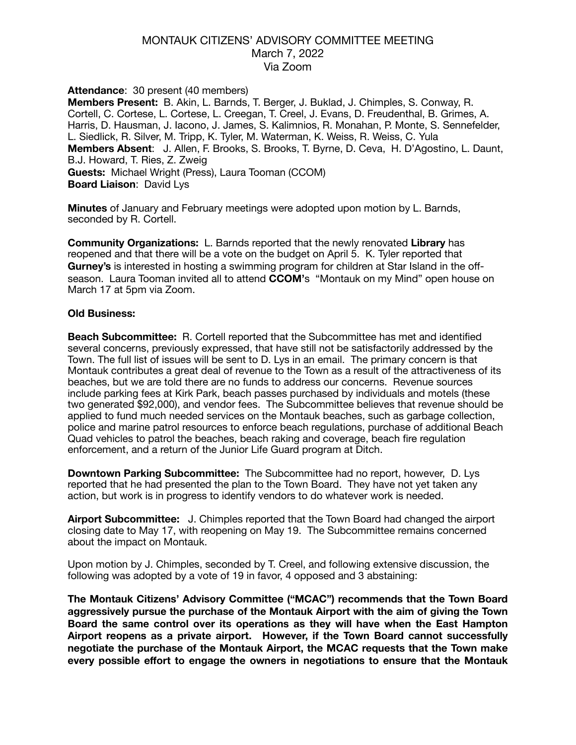# MONTAUK CITIZENS' ADVISORY COMMITTEE MEETING
March 7, 2022
Via Zoom

**Attendance**: 30 present (40 members)
**Members Present:** B. Akin, L. Barnds, T. Berger, J. Buklad, J. Chimples, S. Conway, R. Cortell, C. Cortese, L. Cortese, L. Creegan, T. Creel, J. Evans, D. Freudenthal, B. Grimes, A. Harris, D. Hausman, J. Iacono, J. James, S. Kalimnios, R. Monahan, P. Monte, S. Sennefelder, L. Siedlick, R. Silver, M. Tripp, K. Tyler, M. Waterman, K. Weiss, R. Weiss, C. Yula
**Members Absent**: J. Allen, F. Brooks, S. Brooks, T. Byrne, D. Ceva, H. D'Agostino, L. Daunt, B.J. Howard, T. Ries, Z. Zweig
**Guests:** Michael Wright (Press), Laura Tooman (CCOM)
**Board Liaison**: David Lys

**Minutes** of January and February meetings were adopted upon motion by L. Barnds, seconded by R. Cortell.

**Community Organizations:** L. Barnds reported that the newly renovated **Library** has reopened and that there will be a vote on the budget on April 5. K. Tyler reported that **Gurney's** is interested in hosting a swimming program for children at Star Island in the off-season. Laura Tooman invited all to attend **CCOM'**s "Montauk on my Mind" open house on March 17 at 5pm via Zoom.

**Old Business:**

**Beach Subcommittee:** R. Cortell reported that the Subcommittee has met and identified several concerns, previously expressed, that have still not be satisfactorily addressed by the Town. The full list of issues will be sent to D. Lys in an email. The primary concern is that Montauk contributes a great deal of revenue to the Town as a result of the attractiveness of its beaches, but we are told there are no funds to address our concerns. Revenue sources include parking fees at Kirk Park, beach passes purchased by individuals and motels (these two generated $92,000), and vendor fees. The Subcommittee believes that revenue should be applied to fund much needed services on the Montauk beaches, such as garbage collection, police and marine patrol resources to enforce beach regulations, purchase of additional Beach Quad vehicles to patrol the beaches, beach raking and coverage, beach fire regulation enforcement, and a return of the Junior Life Guard program at Ditch.

**Downtown Parking Subcommittee:** The Subcommittee had no report, however, D. Lys reported that he had presented the plan to the Town Board. They have not yet taken any action, but work is in progress to identify vendors to do whatever work is needed.

**Airport Subcommittee:** J. Chimples reported that the Town Board had changed the airport closing date to May 17, with reopening on May 19. The Subcommittee remains concerned about the impact on Montauk.

Upon motion by J. Chimples, seconded by T. Creel, and following extensive discussion, the following was adopted by a vote of 19 in favor, 4 opposed and 3 abstaining:

**The Montauk Citizens' Advisory Committee ("MCAC") recommends that the Town Board aggressively pursue the purchase of the Montauk Airport with the aim of giving the Town Board the same control over its operations as they will have when the East Hampton Airport reopens as a private airport. However, if the Town Board cannot successfully negotiate the purchase of the Montauk Airport, the MCAC requests that the Town make every possible effort to engage the owners in negotiations to ensure that the Montauk**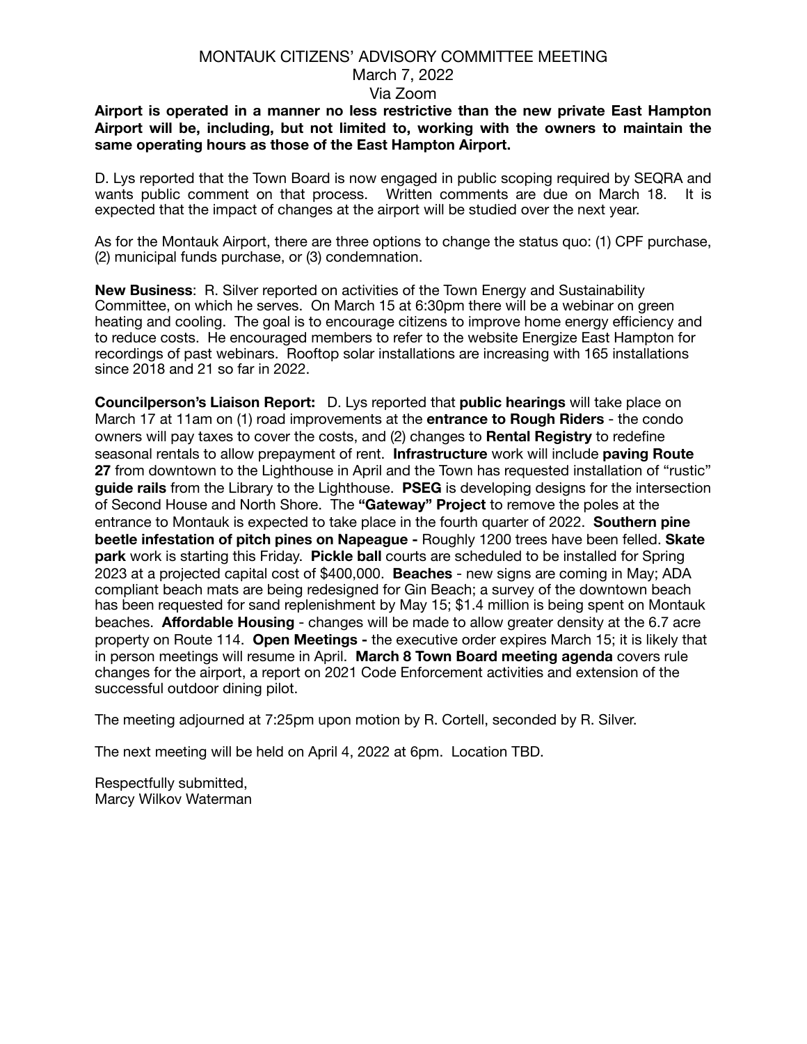MONTAUK CITIZENS' ADVISORY COMMITTEE MEETING
March 7, 2022
Via Zoom

**Airport is operated in a manner no less restrictive than the new private East Hampton Airport will be, including, but not limited to, working with the owners to maintain the same operating hours as those of the East Hampton Airport.**

D. Lys reported that the Town Board is now engaged in public scoping required by SEQRA and wants public comment on that process. Written comments are due on March 18. It is expected that the impact of changes at the airport will be studied over the next year.

As for the Montauk Airport, there are three options to change the status quo: (1) CPF purchase, (2) municipal funds purchase, or (3) condemnation.

**New Business**: R. Silver reported on activities of the Town Energy and Sustainability Committee, on which he serves. On March 15 at 6:30pm there will be a webinar on green heating and cooling. The goal is to encourage citizens to improve home energy efficiency and to reduce costs. He encouraged members to refer to the website Energize East Hampton for recordings of past webinars. Rooftop solar installations are increasing with 165 installations since 2018 and 21 so far in 2022.

**Councilperson's Liaison Report:** D. Lys reported that **public hearings** will take place on March 17 at 11am on (1) road improvements at the **entrance to Rough Riders** - the condo owners will pay taxes to cover the costs, and (2) changes to **Rental Registry** to redefine seasonal rentals to allow prepayment of rent. **Infrastructure** work will include **paving Route 27** from downtown to the Lighthouse in April and the Town has requested installation of "rustic" **guide rails** from the Library to the Lighthouse. **PSEG** is developing designs for the intersection of Second House and North Shore. The **"Gateway" Project** to remove the poles at the entrance to Montauk is expected to take place in the fourth quarter of 2022. **Southern pine beetle infestation of pitch pines on Napeague -** Roughly 1200 trees have been felled. **Skate park** work is starting this Friday. **Pickle ball** courts are scheduled to be installed for Spring 2023 at a projected capital cost of $400,000. **Beaches** - new signs are coming in May; ADA compliant beach mats are being redesigned for Gin Beach; a survey of the downtown beach has been requested for sand replenishment by May 15; $1.4 million is being spent on Montauk beaches. **Affordable Housing** - changes will be made to allow greater density at the 6.7 acre property on Route 114. **Open Meetings -** the executive order expires March 15; it is likely that in person meetings will resume in April. **March 8 Town Board meeting agenda** covers rule changes for the airport, a report on 2021 Code Enforcement activities and extension of the successful outdoor dining pilot.

The meeting adjourned at 7:25pm upon motion by R. Cortell, seconded by R. Silver.

The next meeting will be held on April 4, 2022 at 6pm. Location TBD.

Respectfully submitted,
Marcy Wilkov Waterman